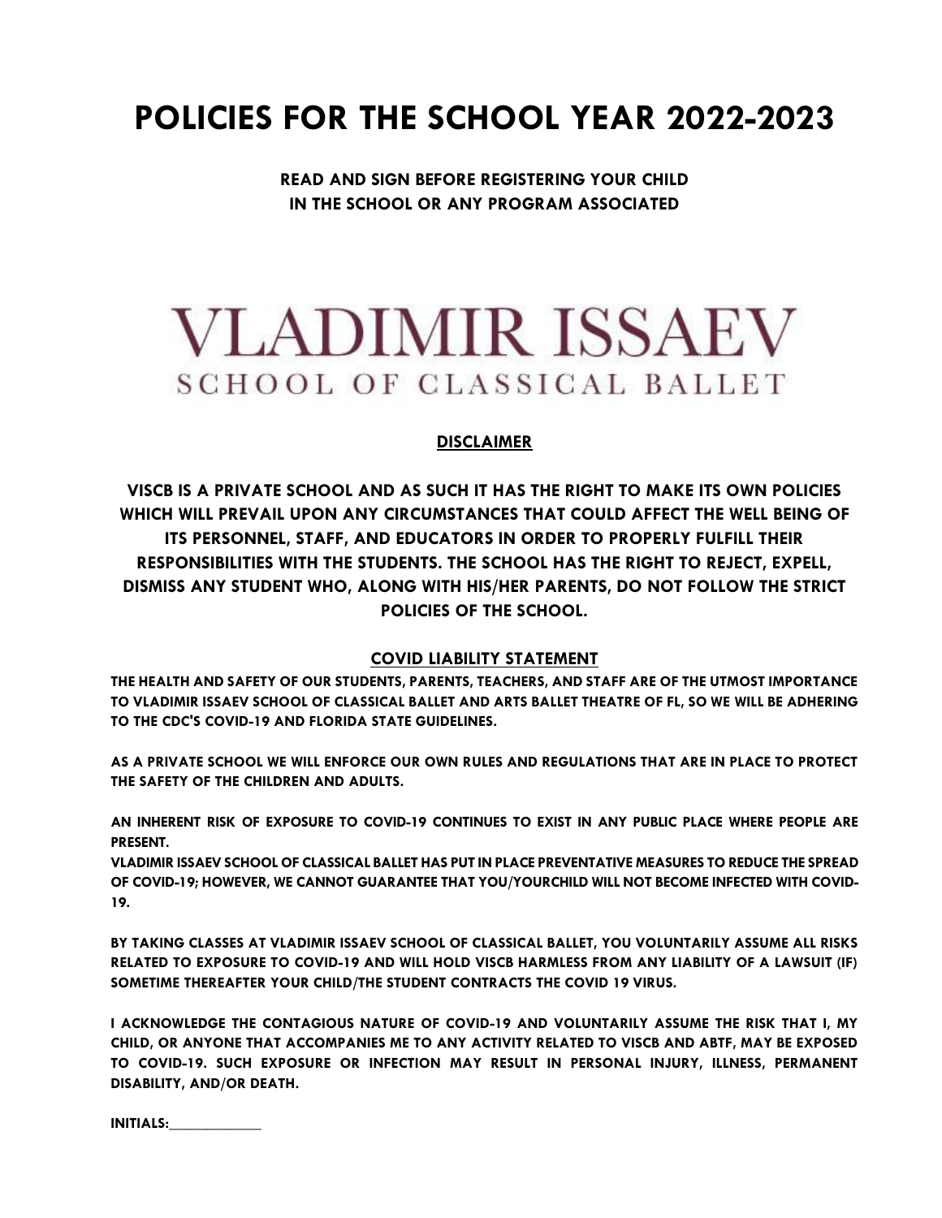# POLICIES FOR THE SCHOOL YEAR 2022-2023

**READ AND SIGN BEFORE REGISTERING YOUR CHILD IN THE SCHOOL OR ANY PROGRAM ASSOCIATED**

# VLADIMIR ISSAEV
## SCHOOL OF CLASSICAL BALLET

### DISCLAIMER

**VISCB IS A PRIVATE SCHOOL AND AS SUCH IT HAS THE RIGHT TO MAKE ITS OWN POLICIES WHICH WILL PREVAIL UPON ANY CIRCUMSTANCES THAT COULD AFFECT THE WELL BEING OF ITS PERSONNEL, STAFF, AND EDUCATORS IN ORDER TO PROPERLY FULFILL THEIR RESPONSIBILITIES WITH THE STUDENTS. THE SCHOOL HAS THE RIGHT TO REJECT, EXPELL, DISMISS ANY STUDENT WHO, ALONG WITH HIS/HER PARENTS, DO NOT FOLLOW THE STRICT POLICIES OF THE SCHOOL.**

### COVID LIABILITY STATEMENT

**THE HEALTH AND SAFETY OF OUR STUDENTS, PARENTS, TEACHERS, AND STAFF ARE OF THE UTMOST IMPORTANCE TO VLADIMIR ISSAEV SCHOOL OF CLASSICAL BALLET AND ARTS BALLET THEATRE OF FL, SO WE WILL BE ADHERING TO THE CDC'S COVID-19 AND FLORIDA STATE GUIDELINES.**

**AS A PRIVATE SCHOOL WE WILL ENFORCE OUR OWN RULES AND REGULATIONS THAT ARE IN PLACE TO PROTECT THE SAFETY OF THE CHILDREN AND ADULTS.**

**AN INHERENT RISK OF EXPOSURE TO COVID-19 CONTINUES TO EXIST IN ANY PUBLIC PLACE WHERE PEOPLE ARE PRESENT.**
**VLADIMIR ISSAEV SCHOOL OF CLASSICAL BALLET HAS PUT IN PLACE PREVENTATIVE MEASURES TO REDUCE THE SPREAD OF COVID-19; HOWEVER, WE CANNOT GUARANTEE THAT YOU/YOURCHILD WILL NOT BECOME INFECTED WITH COVID-19.**

**BY TAKING CLASSES AT VLADIMIR ISSAEV SCHOOL OF CLASSICAL BALLET, YOU VOLUNTARILY ASSUME ALL RISKS RELATED TO EXPOSURE TO COVID-19 AND WILL HOLD VISCB HARMLESS FROM ANY LIABILITY OF A LAWSUIT (IF) SOMETIME THEREAFTER YOUR CHILD/THE STUDENT CONTRACTS THE COVID 19 VIRUS.**

**I ACKNOWLEDGE THE CONTAGIOUS NATURE OF COVID-19 AND VOLUNTARILY ASSUME THE RISK THAT I, MY CHILD, OR ANYONE THAT ACCOMPANIES ME TO ANY ACTIVITY RELATED TO VISCB AND ABTF, MAY BE EXPOSED TO COVID-19. SUCH EXPOSURE OR INFECTION MAY RESULT IN PERSONAL INJURY, ILLNESS, PERMANENT DISABILITY, AND/OR DEATH.**

**INITIALS:_____________**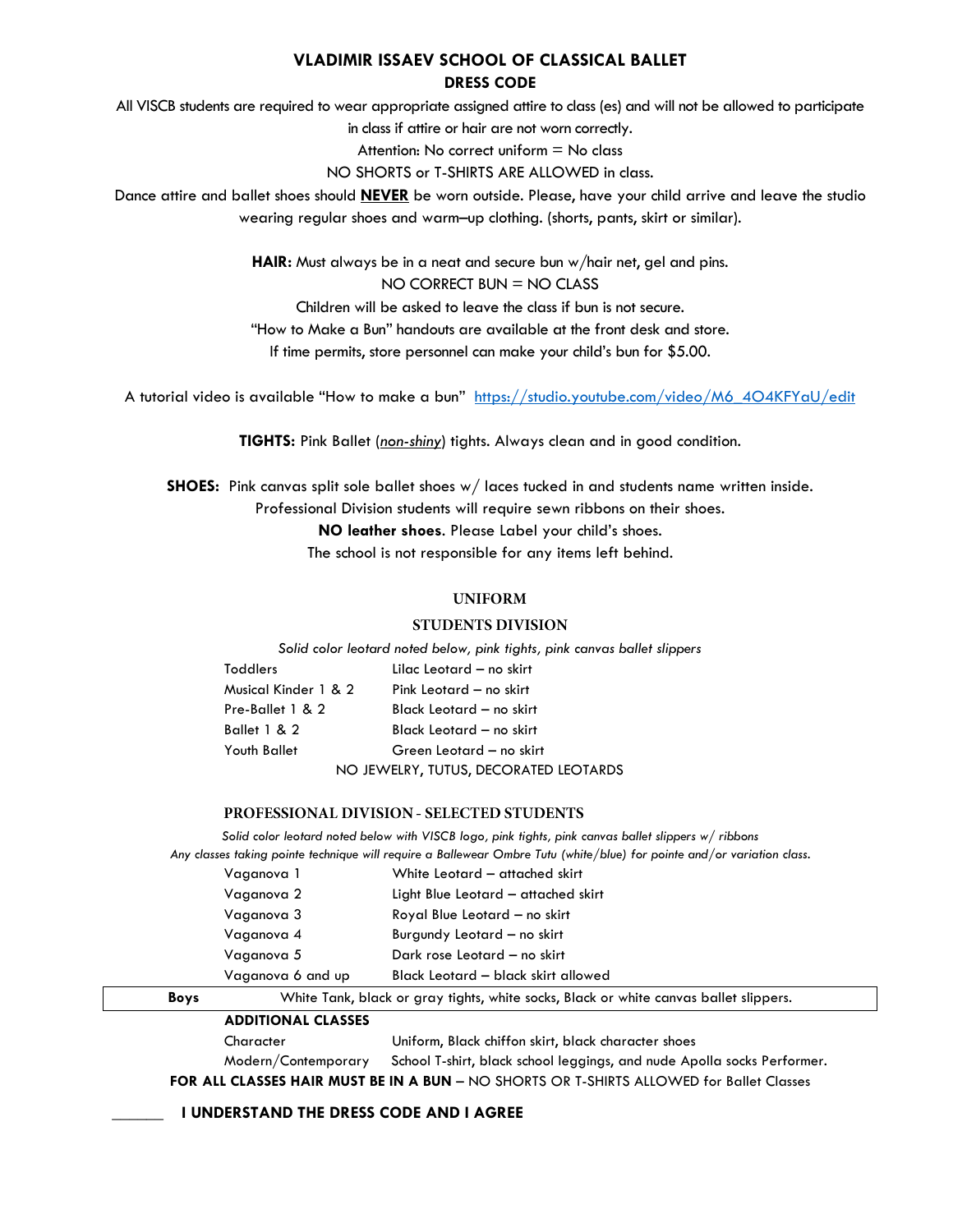# VLADIMIR ISSAEV SCHOOL OF CLASSICAL BALLET
## DRESS CODE

All VISCB students are required to wear appropriate assigned attire to class (es) and will not be allowed to participate in class if attire or hair are not worn correctly.

Attention: No correct uniform = No class

NO SHORTS or T-SHIRTS ARE ALLOWED in class.

Dance attire and ballet shoes should **NEVER** be worn outside. Please, have your child arrive and leave the studio wearing regular shoes and warm–up clothing. (shorts, pants, skirt or similar).

**HAIR:** Must always be in a neat and secure bun w/hair net, gel and pins.

NO CORRECT BUN = NO CLASS

Children will be asked to leave the class if bun is not secure.

"How to Make a Bun" handouts are available at the front desk and store.

If time permits, store personnel can make your child's bun for $5.00.

A tutorial video is available "How to make a bun" [https://studio.youtube.com/video/M6_4O4KFYaU/edit](https://studio.youtube.com/video/M6_4O4KFYaU/edit)

**TIGHTS:** Pink Ballet (*non-shiny*) tights. Always clean and in good condition.

**SHOES:** Pink canvas split sole ballet shoes w/ laces tucked in and students name written inside.

Professional Division students will require sewn ribbons on their shoes.

**NO leather shoes**. Please Label your child's shoes.

The school is not responsible for any items left behind.

### UNIFORM

### STUDENTS DIVISION

*Solid color leotard noted below, pink tights, pink canvas ballet slippers*

| | |
|---|---|
| Toddlers | Lilac Leotard – no skirt |
| Musical Kinder 1 & 2 | Pink Leotard – no skirt |
| Pre-Ballet 1 & 2 | Black Leotard – no skirt |
| Ballet 1 & 2 | Black Leotard – no skirt |
| Youth Ballet | Green Leotard – no skirt |

NO JEWELRY, TUTUS, DECORATED LEOTARDS

### PROFESSIONAL DIVISION - SELECTED STUDENTS

*Solid color leotard noted below with VISCB logo, pink tights, pink canvas ballet slippers w/ ribbons*

*Any classes taking pointe technique will require a Ballewear Ombre Tutu (white/blue) for pointe and/or variation class.*

| | |
|---|---|
| Vaganova 1 | White Leotard – attached skirt |
| Vaganova 2 | Light Blue Leotard – attached skirt |
| Vaganova 3 | Royal Blue Leotard – no skirt |
| Vaganova 4 | Burgundy Leotard – no skirt |
| Vaganova 5 | Dark rose Leotard – no skirt |
| Vaganova 6 and up | Black Leotard – black skirt allowed |

| | |
|---|---|
| **Boys** | White Tank, black or gray tights, white socks, Black or white canvas ballet slippers. |

**ADDITIONAL CLASSES**

| | |
|---|---|
| Character | Uniform, Black chiffon skirt, black character shoes |
| Modern/Contemporary | School T-shirt, black school leggings, and nude Apolla socks Performer. |

**FOR ALL CLASSES HAIR MUST BE IN A BUN** – NO SHORTS OR T-SHIRTS ALLOWED for Ballet Classes

______ **I UNDERSTAND THE DRESS CODE AND I AGREE**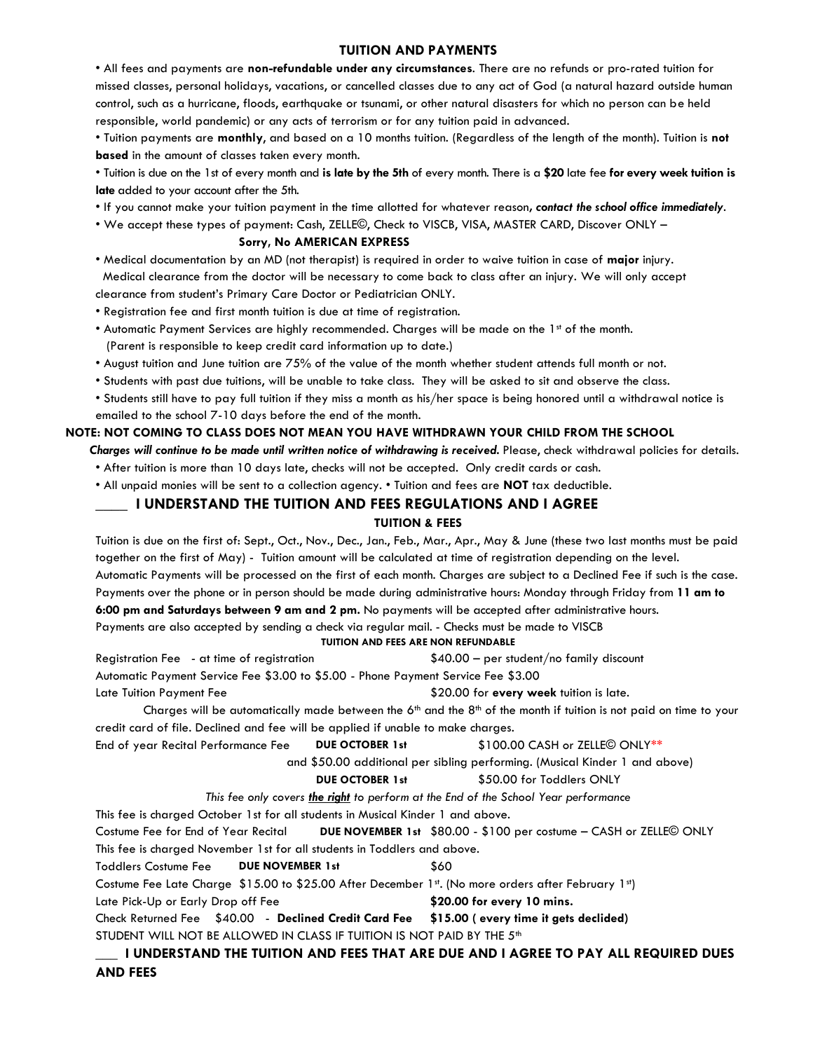## TUITION AND PAYMENTS

- All fees and payments are **non-refundable under any circumstances**. There are no refunds or pro-rated tuition for missed classes, personal holidays, vacations, or cancelled classes due to any act of God (a natural hazard outside human control, such as a hurricane, floods, earthquake or tsunami, or other natural disasters for which no person can be held responsible, world pandemic) or any acts of terrorism or for any tuition paid in advanced.
- Tuition payments are **monthly**, and based on a 10 months tuition. (Regardless of the length of the month). Tuition is **not based** in the amount of classes taken every month.
- Tuition is due on the 1st of every month and **is late by the 5th** of every month. There is a **$20** late fee **for every week tuition is late** added to your account after the 5th.
- If you cannot make your tuition payment in the time allotted for whatever reason, ***contact the school office immediately***.
- We accept these types of payment: Cash, ZELLE©, Check to VISCB, VISA, MASTER CARD, Discover ONLY –
  **Sorry, No AMERICAN EXPRESS**
- Medical documentation by an MD (not therapist) is required in order to waive tuition in case of **major** injury.
  Medical clearance from the doctor will be necessary to come back to class after an injury. We will only accept clearance from student's Primary Care Doctor or Pediatrician ONLY.
- Registration fee and first month tuition is due at time of registration.
- Automatic Payment Services are highly recommended. Charges will be made on the 1st of the month.
  (Parent is responsible to keep credit card information up to date.)
- August tuition and June tuition are 75% of the value of the month whether student attends full month or not.
- Students with past due tuitions, will be unable to take class. They will be asked to sit and observe the class.
- Students still have to pay full tuition if they miss a month as his/her space is being honored until a withdrawal notice is emailed to the school 7-10 days before the end of the month.

**NOTE: NOT COMING TO CLASS DOES NOT MEAN YOU HAVE WITHDRAWN YOUR CHILD FROM THE SCHOOL**

***Charges will continue to be made until written notice of withdrawing is received.*** Please, check withdrawal policies for details.

- After tuition is more than 10 days late, checks will not be accepted. Only credit cards or cash.
- All unpaid monies will be sent to a collection agency. • Tuition and fees are **NOT** tax deductible.

**____ I UNDERSTAND THE TUITION AND FEES REGULATIONS AND I AGREE**

### TUITION & FEES

Tuition is due on the first of: Sept., Oct., Nov., Dec., Jan., Feb., Mar., Apr., May & June (these two last months must be paid together on the first of May) - Tuition amount will be calculated at time of registration depending on the level.

Automatic Payments will be processed on the first of each month. Charges are subject to a Declined Fee if such is the case.

Payments over the phone or in person should be made during administrative hours: Monday through Friday from **11 am to 6:00 pm and Saturdays between 9 am and 2 pm.** No payments will be accepted after administrative hours.

Payments are also accepted by sending a check via regular mail. - Checks must be made to VISCB

**TUITION AND FEES ARE NON REFUNDABLE**

Registration Fee - at time of registration — $40.00 – per student/no family discount

Automatic Payment Service Fee $3.00 to $5.00 - Phone Payment Service Fee $3.00

Late Tuition Payment Fee — $20.00 for **every week** tuition is late.

Charges will be automatically made between the 6th and the 8th of the month if tuition is not paid on time to your credit card of file. Declined and fee will be applied if unable to make charges.

End of year Recital Performance Fee **DUE OCTOBER 1st** — $100.00 CASH or ZELLE© ONLY**
and $50.00 additional per sibling performing. (Musical Kinder 1 and above)

**DUE OCTOBER 1st** — $50.00 for Toddlers ONLY

*This fee only covers **the right** to perform at the End of the School Year performance*

This fee is charged October 1st for all students in Musical Kinder 1 and above.

Costume Fee for End of Year Recital **DUE NOVEMBER 1st** $80.00 - $100 per costume – CASH or ZELLE© ONLY

This fee is charged November 1st for all students in Toddlers and above.

Toddlers Costume Fee **DUE NOVEMBER 1st** — $60

Costume Fee Late Charge $15.00 to $25.00 After December 1st. (No more orders after February 1st)

Late Pick-Up or Early Drop off Fee — **$20.00 for every 10 mins.**

Check Returned Fee $40.00 - **Declined Credit Card Fee $15.00 ( every time it gets declided)**

STUDENT WILL NOT BE ALLOWED IN CLASS IF TUITION IS NOT PAID BY THE 5th

**___ I UNDERSTAND THE TUITION AND FEES THAT ARE DUE AND I AGREE TO PAY ALL REQUIRED DUES AND FEES**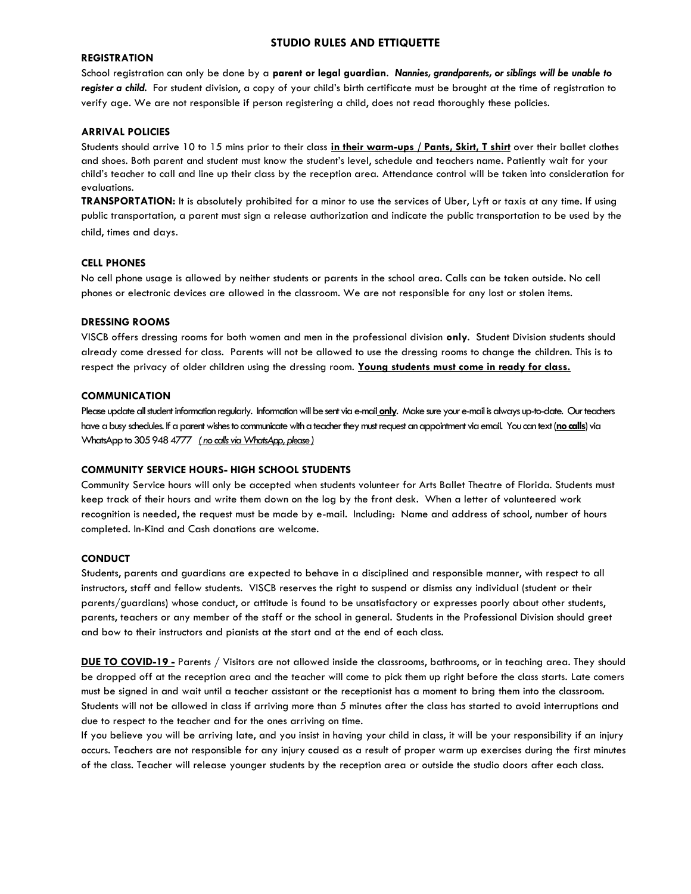# STUDIO RULES AND ETTIQUETTE

## REGISTRATION

School registration can only be done by a **parent or legal guardian**. ***Nannies, grandparents, or siblings will be unable to register a child.*** For student division, a copy of your child's birth certificate must be brought at the time of registration to verify age. We are not responsible if person registering a child, does not read thoroughly these policies.

## ARRIVAL POLICIES

Students should arrive 10 to 15 mins prior to their class <u>**in their warm-ups / Pants, Skirt, T shirt**</u> over their ballet clothes and shoes. Both parent and student must know the student's level, schedule and teachers name. Patiently wait for your child's teacher to call and line up their class by the reception area. Attendance control will be taken into consideration for evaluations.

**TRANSPORTATION:** It is absolutely prohibited for a minor to use the services of Uber, Lyft or taxis at any time. If using public transportation, a parent must sign a release authorization and indicate the public transportation to be used by the child, times and days.

## CELL PHONES

No cell phone usage is allowed by neither students or parents in the school area. Calls can be taken outside. No cell phones or electronic devices are allowed in the classroom. We are not responsible for any lost or stolen items.

## DRESSING ROOMS

VISCB offers dressing rooms for both women and men in the professional division **only**. Student Division students should already come dressed for class. Parents will not be allowed to use the dressing rooms to change the children. This is to respect the privacy of older children using the dressing room. <u>**Young students must come in ready for class.**</u>

## COMMUNICATION

Please update all student information regularly. Information will be sent via e-mail <u>**only**</u>. Make sure your e-mail is always up-to-date. Our teachers have a busy schedules. If a parent wishes to communicate with a teacher they must request an appointment via email. You can text (<u>**no calls**</u>) via WhatsApp to 305 948 4777 <u>*( no calls via WhatsApp, please )*</u>

## COMMUNITY SERVICE HOURS- HIGH SCHOOL STUDENTS

Community Service hours will only be accepted when students volunteer for Arts Ballet Theatre of Florida. Students must keep track of their hours and write them down on the log by the front desk. When a letter of volunteered work recognition is needed, the request must be made by e-mail. Including: Name and address of school, number of hours completed. In-Kind and Cash donations are welcome.

## CONDUCT

Students, parents and guardians are expected to behave in a disciplined and responsible manner, with respect to all instructors, staff and fellow students. VISCB reserves the right to suspend or dismiss any individual (student or their parents/guardians) whose conduct, or attitude is found to be unsatisfactory or expresses poorly about other students, parents, teachers or any member of the staff or the school in general. Students in the Professional Division should greet and bow to their instructors and pianists at the start and at the end of each class.

<u>**DUE TO COVID-19 -**</u> Parents / Visitors are not allowed inside the classrooms, bathrooms, or in teaching area. They should be dropped off at the reception area and the teacher will come to pick them up right before the class starts. Late comers must be signed in and wait until a teacher assistant or the receptionist has a moment to bring them into the classroom. Students will not be allowed in class if arriving more than 5 minutes after the class has started to avoid interruptions and due to respect to the teacher and for the ones arriving on time.

If you believe you will be arriving late, and you insist in having your child in class, it will be your responsibility if an injury occurs. Teachers are not responsible for any injury caused as a result of proper warm up exercises during the first minutes of the class. Teacher will release younger students by the reception area or outside the studio doors after each class.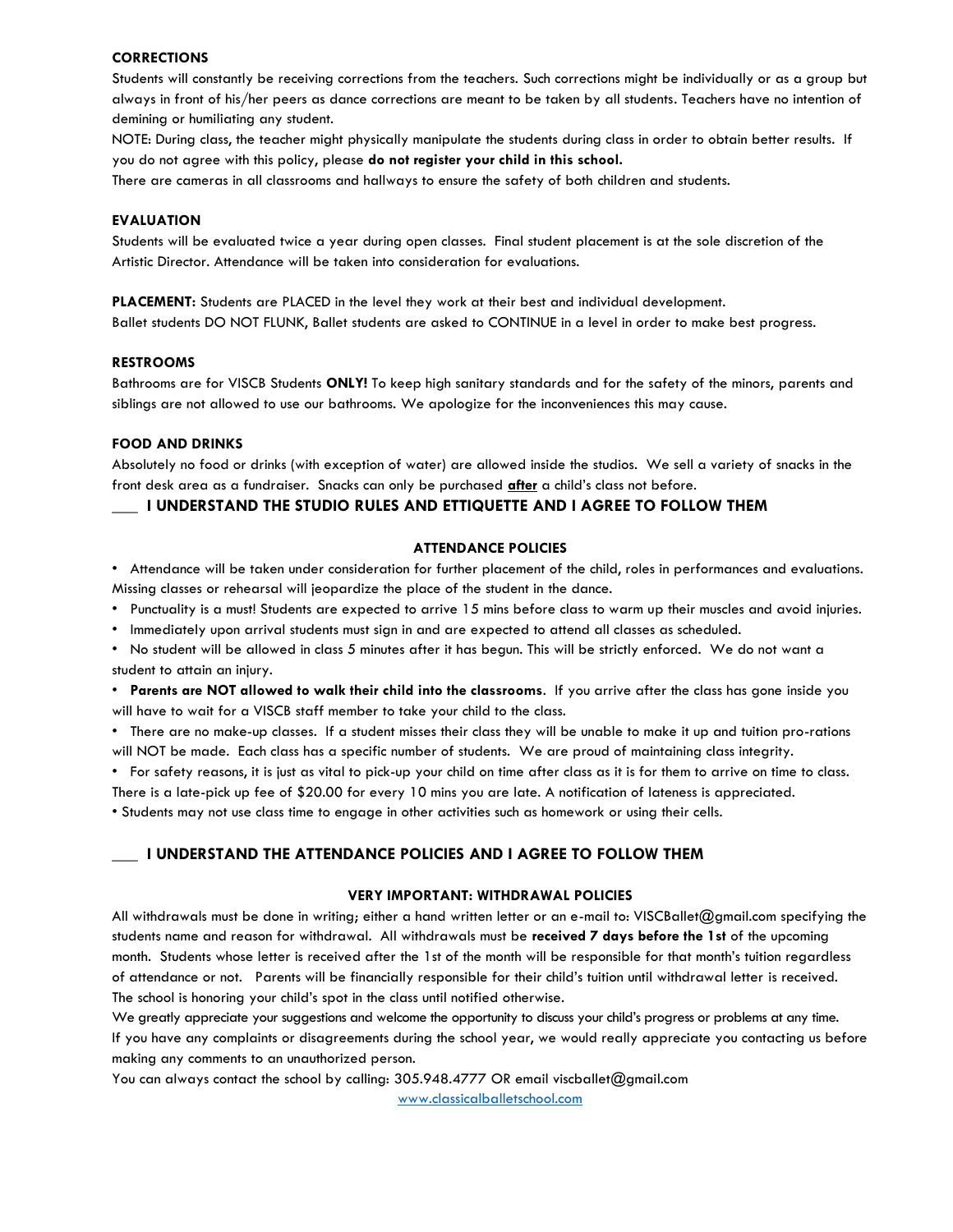**CORRECTIONS**

Students will constantly be receiving corrections from the teachers. Such corrections might be individually or as a group but always in front of his/her peers as dance corrections are meant to be taken by all students. Teachers have no intention of demining or humiliating any student.

NOTE: During class, the teacher might physically manipulate the students during class in order to obtain better results. If you do not agree with this policy, please **do not register your child in this school.**

There are cameras in all classrooms and hallways to ensure the safety of both children and students.

**EVALUATION**

Students will be evaluated twice a year during open classes. Final student placement is at the sole discretion of the Artistic Director. Attendance will be taken into consideration for evaluations.

**PLACEMENT:** Students are PLACED in the level they work at their best and individual development.

Ballet students DO NOT FLUNK, Ballet students are asked to CONTINUE in a level in order to make best progress.

**RESTROOMS**

Bathrooms are for VISCB Students **ONLY!** To keep high sanitary standards and for the safety of the minors, parents and siblings are not allowed to use our bathrooms. We apologize for the inconveniences this may cause.

**FOOD AND DRINKS**

Absolutely no food or drinks (with exception of water) are allowed inside the studios. We sell a variety of snacks in the front desk area as a fundraiser. Snacks can only be purchased ***after*** a child's class not before.

**___ I UNDERSTAND THE STUDIO RULES AND ETTIQUETTE AND I AGREE TO FOLLOW THEM**

**ATTENDANCE POLICIES**

- Attendance will be taken under consideration for further placement of the child, roles in performances and evaluations. Missing classes or rehearsal will jeopardize the place of the student in the dance.
- Punctuality is a must! Students are expected to arrive 15 mins before class to warm up their muscles and avoid injuries.
- Immediately upon arrival students must sign in and are expected to attend all classes as scheduled.
- No student will be allowed in class 5 minutes after it has begun. This will be strictly enforced. We do not want a student to attain an injury.
- **Parents are NOT allowed to walk their child into the classrooms**. If you arrive after the class has gone inside you will have to wait for a VISCB staff member to take your child to the class.
- There are no make-up classes. If a student misses their class they will be unable to make it up and tuition pro-rations will NOT be made. Each class has a specific number of students. We are proud of maintaining class integrity.
- For safety reasons, it is just as vital to pick-up your child on time after class as it is for them to arrive on time to class. There is a late-pick up fee of $20.00 for every 10 mins you are late. A notification of lateness is appreciated.
- Students may not use class time to engage in other activities such as homework or using their cells.

**___ I UNDERSTAND THE ATTENDANCE POLICIES AND I AGREE TO FOLLOW THEM**

**VERY IMPORTANT: WITHDRAWAL POLICIES**

All withdrawals must be done in writing; either a hand written letter or an e-mail to: VISCBallet@gmail.com specifying the students name and reason for withdrawal. All withdrawals must be **received 7 days before the 1st** of the upcoming month. Students whose letter is received after the 1st of the month will be responsible for that month's tuition regardless of attendance or not. Parents will be financially responsible for their child's tuition until withdrawal letter is received. The school is honoring your child's spot in the class until notified otherwise.

We greatly appreciate your suggestions and welcome the opportunity to discuss your child's progress or problems at any time.

If you have any complaints or disagreements during the school year, we would really appreciate you contacting us before making any comments to an unauthorized person.

You can always contact the school by calling: 305.948.4777 OR email viscballet@gmail.com

[www.classicalballetschool.com](http://www.classicalballetschool.com)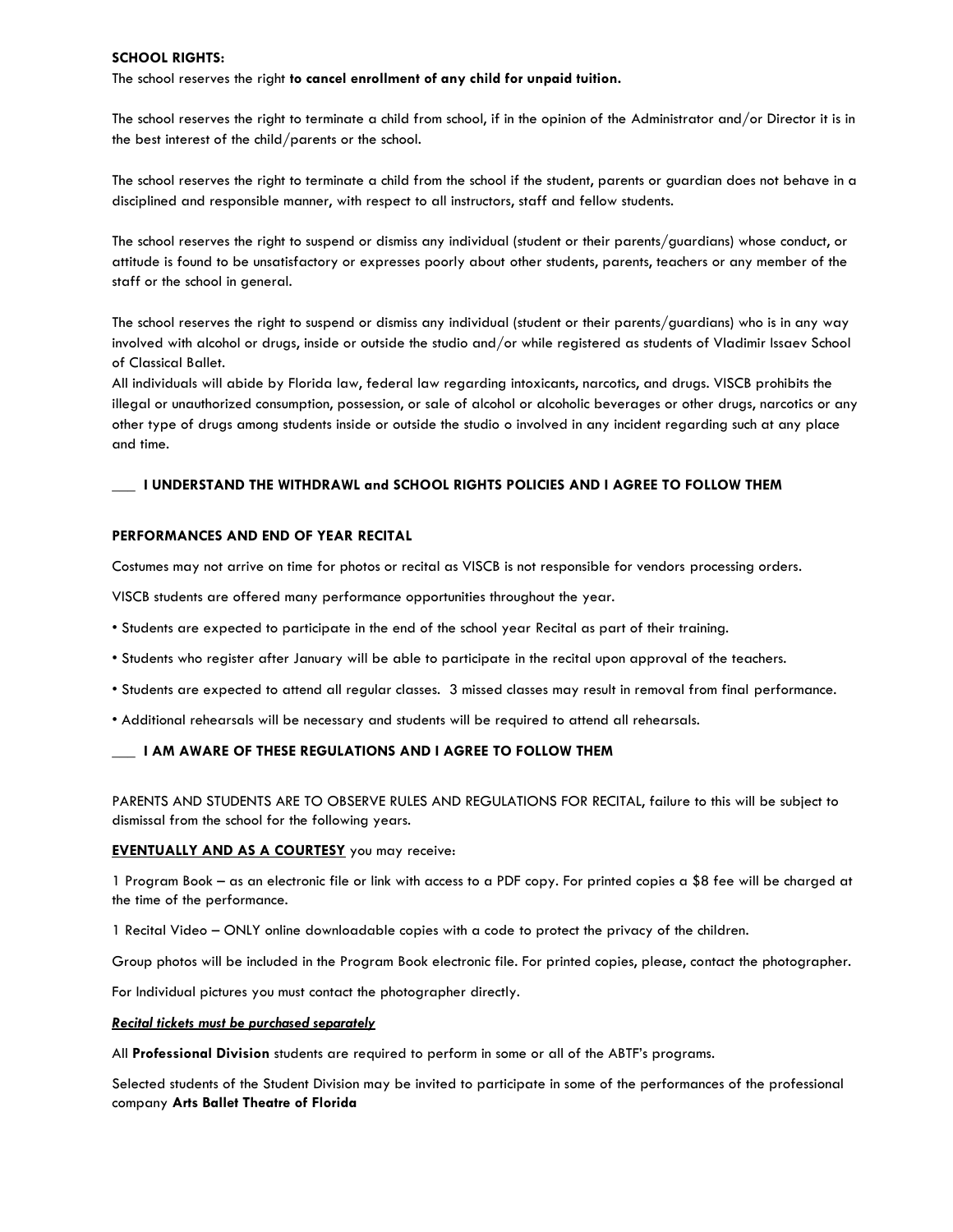**SCHOOL RIGHTS:**

The school reserves the right **to cancel enrollment of any child for unpaid tuition.**

The school reserves the right to terminate a child from school, if in the opinion of the Administrator and/or Director it is in the best interest of the child/parents or the school.

The school reserves the right to terminate a child from the school if the student, parents or guardian does not behave in a disciplined and responsible manner, with respect to all instructors, staff and fellow students.

The school reserves the right to suspend or dismiss any individual (student or their parents/guardians) whose conduct, or attitude is found to be unsatisfactory or expresses poorly about other students, parents, teachers or any member of the staff or the school in general.

The school reserves the right to suspend or dismiss any individual (student or their parents/guardians) who is in any way involved with alcohol or drugs, inside or outside the studio and/or while registered as students of Vladimir Issaev School of Classical Ballet.

All individuals will abide by Florida law, federal law regarding intoxicants, narcotics, and drugs. VISCB prohibits the illegal or unauthorized consumption, possession, or sale of alcohol or alcoholic beverages or other drugs, narcotics or any other type of drugs among students inside or outside the studio o involved in any incident regarding such at any place and time.

**___ I UNDERSTAND THE WITHDRAWL and SCHOOL RIGHTS POLICIES AND I AGREE TO FOLLOW THEM**

**PERFORMANCES AND END OF YEAR RECITAL**

Costumes may not arrive on time for photos or recital as VISCB is not responsible for vendors processing orders.

VISCB students are offered many performance opportunities throughout the year.

- Students are expected to participate in the end of the school year Recital as part of their training.
- Students who register after January will be able to participate in the recital upon approval of the teachers.
- Students are expected to attend all regular classes. 3 missed classes may result in removal from final performance.
- Additional rehearsals will be necessary and students will be required to attend all rehearsals.

**___ I AM AWARE OF THESE REGULATIONS AND I AGREE TO FOLLOW THEM**

PARENTS AND STUDENTS ARE TO OBSERVE RULES AND REGULATIONS FOR RECITAL, failure to this will be subject to dismissal from the school for the following years.

**EVENTUALLY AND AS A COURTESY** you may receive:

1 Program Book – as an electronic file or link with access to a PDF copy. For printed copies a $8 fee will be charged at the time of the performance.

1 Recital Video – ONLY online downloadable copies with a code to protect the privacy of the children.

Group photos will be included in the Program Book electronic file. For printed copies, please, contact the photographer.

For Individual pictures you must contact the photographer directly.

***Recital tickets must be purchased separately***

All **Professional Division** students are required to perform in some or all of the ABTF's programs.

Selected students of the Student Division may be invited to participate in some of the performances of the professional company **Arts Ballet Theatre of Florida**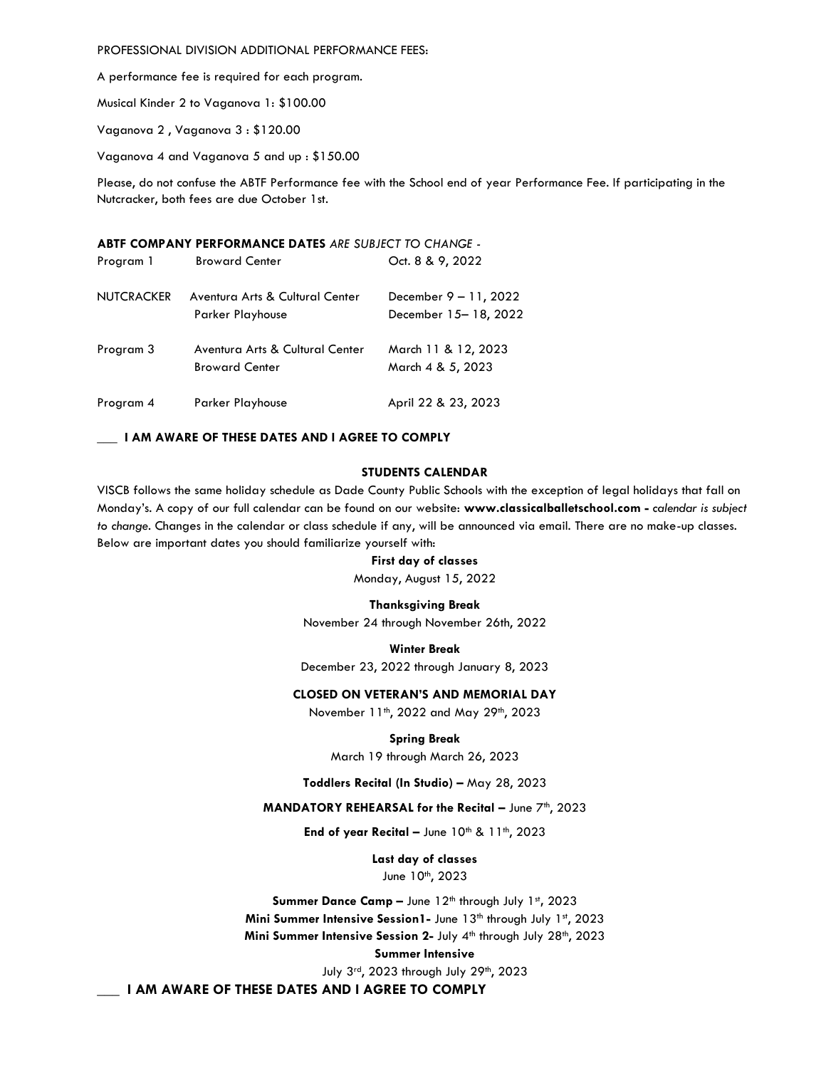PROFESSIONAL DIVISION ADDITIONAL PERFORMANCE FEES:

A performance fee is required for each program.

Musical Kinder 2 to Vaganova 1: $100.00

Vaganova 2 , Vaganova 3 : $120.00

Vaganova 4 and Vaganova 5 and up : $150.00

Please, do not confuse the ABTF Performance fee with the School end of year Performance Fee. If participating in the Nutcracker, both fees are due October 1st.

**ABTF COMPANY PERFORMANCE DATES** *ARE SUBJECT TO CHANGE -*

| | | |
|---|---|---|
| Program 1 | Broward Center | Oct. 8 & 9, 2022 |
| NUTCRACKER | Aventura Arts & Cultural Center | December 9 – 11, 2022 |
| | Parker Playhouse | December 15– 18, 2022 |
| Program 3 | Aventura Arts & Cultural Center | March 11 & 12, 2023 |
| | Broward Center | March 4 & 5, 2023 |
| Program 4 | Parker Playhouse | April 22 & 23, 2023 |

___ **I AM AWARE OF THESE DATES AND I AGREE TO COMPLY**

## STUDENTS CALENDAR

VISCB follows the same holiday schedule as Dade County Public Schools with the exception of legal holidays that fall on Monday's. A copy of our full calendar can be found on our website: **www.classicalballetschool.com** - *calendar is subject to change.* Changes in the calendar or class schedule if any, will be announced via email. There are no make-up classes. Below are important dates you should familiarize yourself with:

**First day of classes**
Monday, August 15, 2022

**Thanksgiving Break**
November 24 through November 26th, 2022

**Winter Break**
December 23, 2022 through January 8, 2023

**CLOSED ON VETERAN'S AND MEMORIAL DAY**
November 11th, 2022 and May 29th, 2023

**Spring Break**
March 19 through March 26, 2023

**Toddlers Recital (In Studio) –** May 28, 2023

**MANDATORY REHEARSAL for the Recital –** June 7th, 2023

**End of year Recital –** June 10th & 11th, 2023

**Last day of classes**
June 10th, 2023

**Summer Dance Camp –** June 12th through July 1st, 2023
**Mini Summer Intensive Session1-** June 13th through July 1st, 2023
**Mini Summer Intensive Session 2-** July 4th through July 28th, 2023
**Summer Intensive**
July 3rd, 2023 through July 29th, 2023

___ **I AM AWARE OF THESE DATES AND I AGREE TO COMPLY**